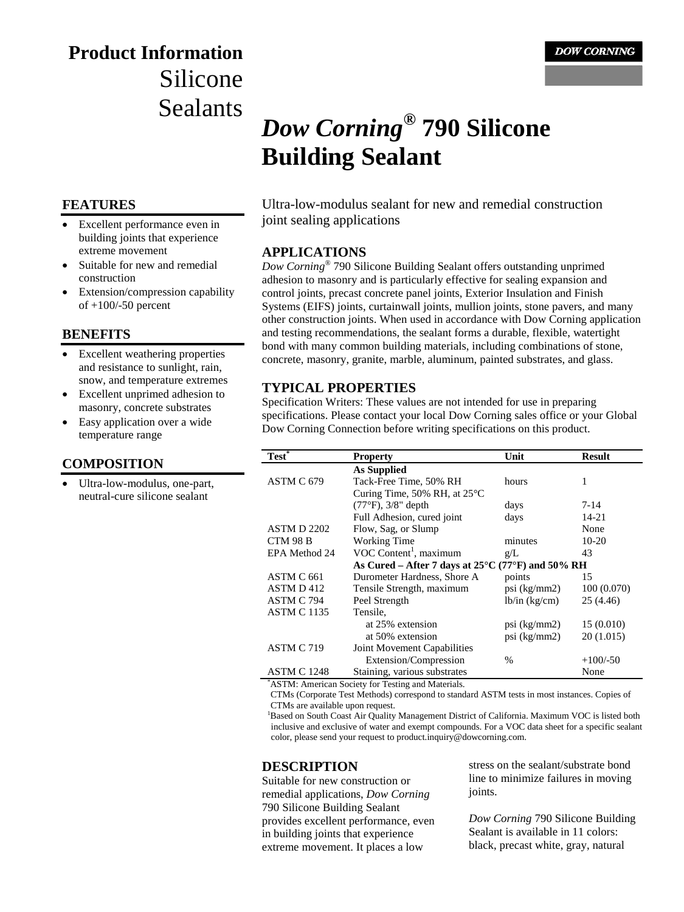# Product Information
## Silicone Sealants

DOW CORNING

# *Dow Corning®* 790 Silicone Building Sealant

Ultra-low-modulus sealant for new and remedial construction joint sealing applications

## FEATURES

- Excellent performance even in building joints that experience extreme movement
- Suitable for new and remedial construction
- Extension/compression capability of +100/-50 percent

## BENEFITS

- Excellent weathering properties and resistance to sunlight, rain, snow, and temperature extremes
- Excellent unprimed adhesion to masonry, concrete substrates
- Easy application over a wide temperature range

## COMPOSITION

- Ultra-low-modulus, one-part, neutral-cure silicone sealant

## APPLICATIONS

*Dow Corning®* 790 Silicone Building Sealant offers outstanding unprimed adhesion to masonry and is particularly effective for sealing expansion and control joints, precast concrete panel joints, Exterior Insulation and Finish Systems (EIFS) joints, curtainwall joints, mullion joints, stone pavers, and many other construction joints. When used in accordance with Dow Corning application and testing recommendations, the sealant forms a durable, flexible, watertight bond with many common building materials, including combinations of stone, concrete, masonry, granite, marble, aluminum, painted substrates, and glass.

## TYPICAL PROPERTIES

Specification Writers: These values are not intended for use in preparing specifications. Please contact your local Dow Corning sales office or your Global Dow Corning Connection before writing specifications on this product.

| Test* | Property | Unit | Result |
|---|---|---|---|
| | **As Supplied** | | |
| ASTM C 679 | Tack-Free Time, 50% RH | hours | 1 |
| | Curing Time, 50% RH, at 25°C (77°F), 3/8" depth | days | 7-14 |
| | Full Adhesion, cured joint | days | 14-21 |
| ASTM D 2202 | Flow, Sag, or Slump | | None |
| CTM 98 B | Working Time | minutes | 10-20 |
| EPA Method 24 | VOC Content[1], maximum | g/L | 43 |
| | **As Cured – After 7 days at 25°C (77°F) and 50% RH** | | |
| ASTM C 661 | Durometer Hardness, Shore A | points | 15 |
| ASTM D 412 | Tensile Strength, maximum | psi (kg/mm2) | 100 (0.070) |
| ASTM C 794 | Peel Strength | lb/in (kg/cm) | 25 (4.46) |
| ASTM C 1135 | Tensile, | | |
| | at 25% extension | psi (kg/mm2) | 15 (0.010) |
| | at 50% extension | psi (kg/mm2) | 20 (1.015) |
| ASTM C 719 | Joint Movement Capabilities | | |
| | Extension/Compression | % | +100/-50 |
| ASTM C 1248 | Staining, various substrates | | None |

*ASTM: American Society for Testing and Materials.
CTMs (Corporate Test Methods) correspond to standard ASTM tests in most instances. Copies of CTMs are available upon request.
[1]Based on South Coast Air Quality Management District of California. Maximum VOC is listed both inclusive and exclusive of water and exempt compounds. For a VOC data sheet for a specific sealant color, please send your request to product.inquiry@dowcorning.com.

## DESCRIPTION

Suitable for new construction or remedial applications, *Dow Corning* 790 Silicone Building Sealant provides excellent performance, even in building joints that experience extreme movement. It places a low stress on the sealant/substrate bond line to minimize failures in moving joints.

*Dow Corning* 790 Silicone Building Sealant is available in 11 colors: black, precast white, gray, natural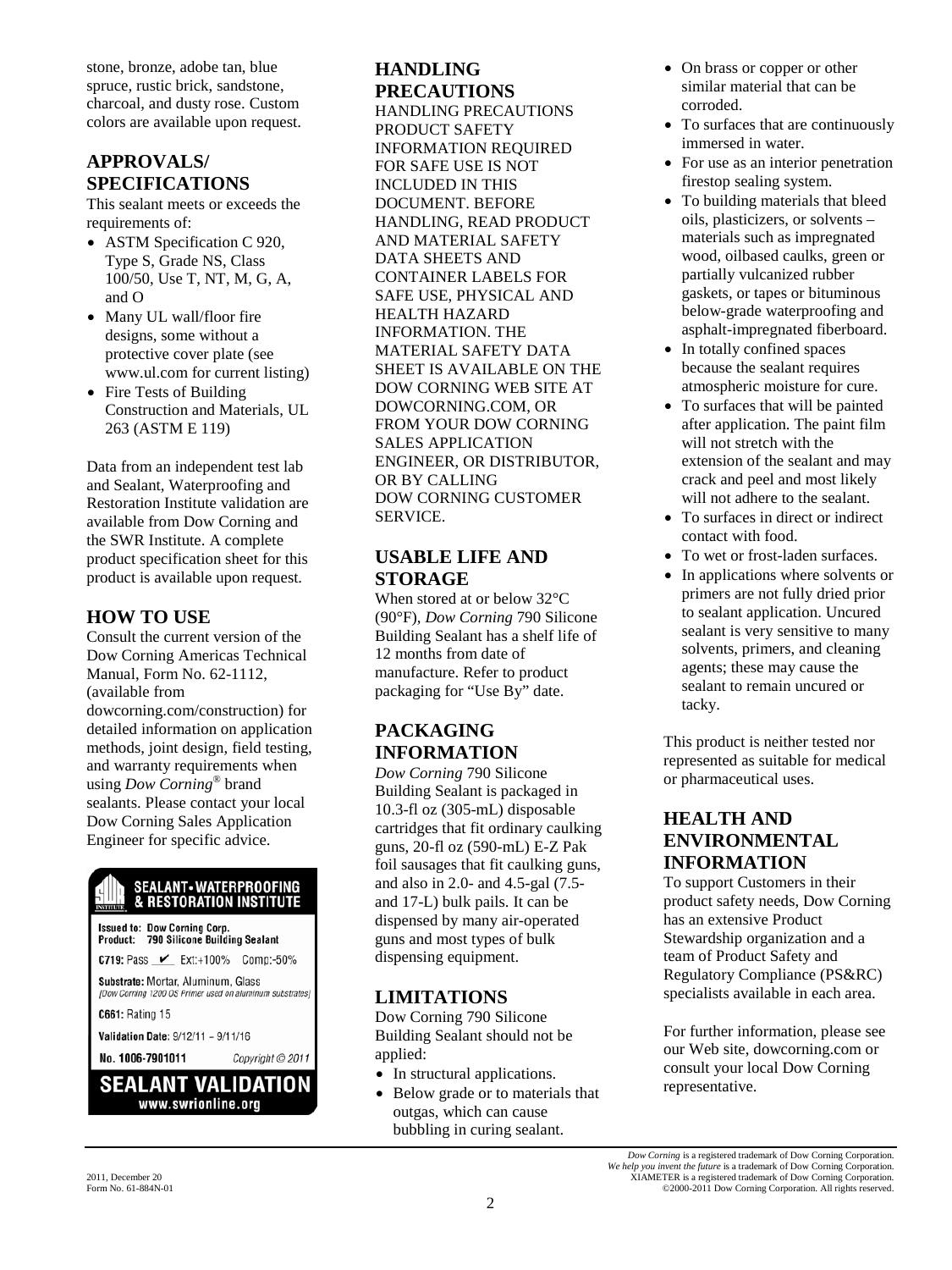stone, bronze, adobe tan, blue spruce, rustic brick, sandstone, charcoal, and dusty rose. Custom colors are available upon request.

## APPROVALS/ SPECIFICATIONS

This sealant meets or exceeds the requirements of:

- ASTM Specification C 920, Type S, Grade NS, Class 100/50, Use T, NT, M, G, A, and O
- Many UL wall/floor fire designs, some without a protective cover plate (see www.ul.com for current listing)
- Fire Tests of Building Construction and Materials, UL 263 (ASTM E 119)

Data from an independent test lab and Sealant, Waterproofing and Restoration Institute validation are available from Dow Corning and the SWR Institute. A complete product specification sheet for this product is available upon request.

## HOW TO USE

Consult the current version of the Dow Corning Americas Technical Manual, Form No. 62-1112, (available from dowcorning.com/construction) for detailed information on application methods, joint design, field testing, and warranty requirements when using *Dow Corning*® brand sealants. Please contact your local Dow Corning Sales Application Engineer for specific advice.

**SEALANT • WATERPROOFING & RESTORATION INSTITUTE**

**Issued to: Dow Corning Corp.**
**Product: 790 Silicone Building Sealant**

**C719:** Pass ✔ Ext:+100% Comp:-50%

**Substrate:** Mortar, Aluminum, Glass
*(Dow Corning 1200 OS Primer used on aluminum substrates)*

**C661:** Rating 15

**Validation Date:** 9/12/11 – 9/11/16

**No. 1006-7901011** *Copyright © 2011*

**SEALANT VALIDATION**
**www.swrionline.org**

## HANDLING PRECAUTIONS

HANDLING PRECAUTIONS PRODUCT SAFETY INFORMATION REQUIRED FOR SAFE USE IS NOT INCLUDED IN THIS DOCUMENT. BEFORE HANDLING, READ PRODUCT AND MATERIAL SAFETY DATA SHEETS AND CONTAINER LABELS FOR SAFE USE, PHYSICAL AND HEALTH HAZARD INFORMATION. THE MATERIAL SAFETY DATA SHEET IS AVAILABLE ON THE DOW CORNING WEB SITE AT DOWCORNING.COM, OR FROM YOUR DOW CORNING SALES APPLICATION ENGINEER, OR DISTRIBUTOR, OR BY CALLING DOW CORNING CUSTOMER SERVICE.

## USABLE LIFE AND STORAGE

When stored at or below 32°C (90°F), *Dow Corning* 790 Silicone Building Sealant has a shelf life of 12 months from date of manufacture. Refer to product packaging for "Use By" date.

## PACKAGING INFORMATION

*Dow Corning* 790 Silicone Building Sealant is packaged in 10.3-fl oz (305-mL) disposable cartridges that fit ordinary caulking guns, 20-fl oz (590-mL) E-Z Pak foil sausages that fit caulking guns, and also in 2.0- and 4.5-gal (7.5- and 17-L) bulk pails. It can be dispensed by many air-operated guns and most types of bulk dispensing equipment.

## LIMITATIONS

Dow Corning 790 Silicone Building Sealant should not be applied:

- In structural applications.
- Below grade or to materials that outgas, which can cause bubbling in curing sealant.
- On brass or copper or other similar material that can be corroded.
- To surfaces that are continuously immersed in water.
- For use as an interior penetration firestop sealing system.
- To building materials that bleed oils, plasticizers, or solvents – materials such as impregnated wood, oilbased caulks, green or partially vulcanized rubber gaskets, or tapes or bituminous below-grade waterproofing and asphalt-impregnated fiberboard.
- In totally confined spaces because the sealant requires atmospheric moisture for cure.
- To surfaces that will be painted after application. The paint film will not stretch with the extension of the sealant and may crack and peel and most likely will not adhere to the sealant.
- To surfaces in direct or indirect contact with food.
- To wet or frost-laden surfaces.
- In applications where solvents or primers are not fully dried prior to sealant application. Uncured sealant is very sensitive to many solvents, primers, and cleaning agents; these may cause the sealant to remain uncured or tacky.

This product is neither tested nor represented as suitable for medical or pharmaceutical uses.

## HEALTH AND ENVIRONMENTAL INFORMATION

To support Customers in their product safety needs, Dow Corning has an extensive Product Stewardship organization and a team of Product Safety and Regulatory Compliance (PS&RC) specialists available in each area.

For further information, please see our Web site, dowcorning.com or consult your local Dow Corning representative.

2011, December 20
Form No. 61-884N-01

*Dow Corning* is a registered trademark of Dow Corning Corporation.
*We help you invent the future* is a trademark of Dow Corning Corporation.
XIAMETER is a registered trademark of Dow Corning Corporation.
©2000-2011 Dow Corning Corporation. All rights reserved.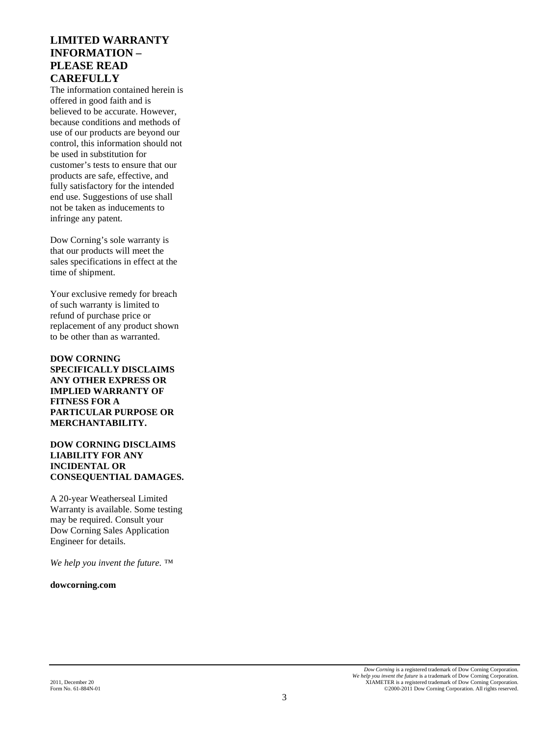## LIMITED WARRANTY INFORMATION – PLEASE READ CAREFULLY

The information contained herein is offered in good faith and is believed to be accurate. However, because conditions and methods of use of our products are beyond our control, this information should not be used in substitution for customer's tests to ensure that our products are safe, effective, and fully satisfactory for the intended end use. Suggestions of use shall not be taken as inducements to infringe any patent.

Dow Corning's sole warranty is that our products will meet the sales specifications in effect at the time of shipment.

Your exclusive remedy for breach of such warranty is limited to refund of purchase price or replacement of any product shown to be other than as warranted.

**DOW CORNING SPECIFICALLY DISCLAIMS ANY OTHER EXPRESS OR IMPLIED WARRANTY OF FITNESS FOR A PARTICULAR PURPOSE OR MERCHANTABILITY.**

**DOW CORNING DISCLAIMS LIABILITY FOR ANY INCIDENTAL OR CONSEQUENTIAL DAMAGES.**

A 20-year Weatherseal Limited Warranty is available. Some testing may be required. Consult your Dow Corning Sales Application Engineer for details.

*We help you invent the future.* ™

**dowcorning.com**

2011, December 20
Form No. 61-884N-01

*Dow Corning* is a registered trademark of Dow Corning Corporation.
*We help you invent the future* is a trademark of Dow Corning Corporation.
XIAMETER is a registered trademark of Dow Corning Corporation.
©2000-2011 Dow Corning Corporation. All rights reserved.